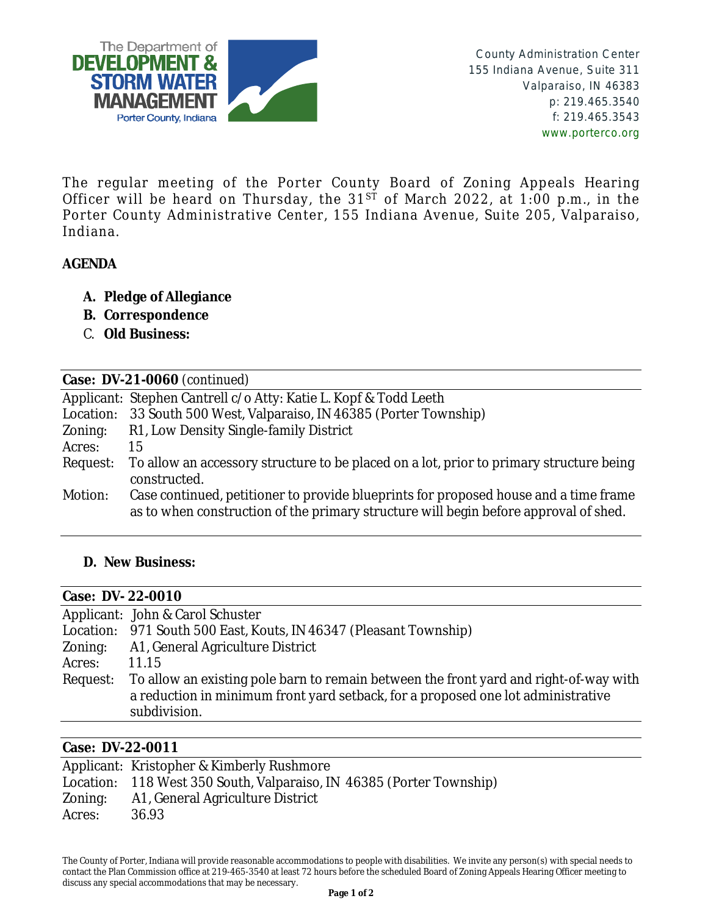The Department of
**DEVELOPMENT & STORM WATER MANAGEMENT**
Porter County, Indiana

County Administration Center
155 Indiana Avenue, Suite 311
Valparaiso, IN 46383
p: 219.465.3540
f: 219.465.3543
www.porterco.org

The regular meeting of the Porter County Board of Zoning Appeals Hearing Officer will be heard on Thursday, the 31ST of March 2022, at 1:00 p.m., in the Porter County Administrative Center, 155 Indiana Avenue, Suite 205, Valparaiso, Indiana.

**AGENDA**

A. **Pledge of Allegiance**
B. **Correspondence**
C. **Old Business:**

**Case: DV-21-0060** (continued)

| | |
|---|---|
| Applicant: | Stephen Cantrell c/o Atty: Katie L. Kopf & Todd Leeth |
| Location: | 33 South 500 West, Valparaiso, IN 46385 (Porter Township) |
| Zoning: | R1, Low Density Single-family District |
| Acres: | 15 |
| Request: | To allow an accessory structure to be placed on a lot, prior to primary structure being constructed. |
| Motion: | Case continued, petitioner to provide blueprints for proposed house and a time frame as to when construction of the primary structure will begin before approval of shed. |

D. **New Business:**

**Case: DV- 22-0010**

| | |
|---|---|
| Applicant: | John & Carol Schuster |
| Location: | 971 South 500 East, Kouts, IN 46347 (Pleasant Township) |
| Zoning: | A1, General Agriculture District |
| Acres: | 11.15 |
| Request: | To allow an existing pole barn to remain between the front yard and right-of-way with a reduction in minimum front yard setback, for a proposed one lot administrative subdivision. |

**Case: DV-22-0011**

| | |
|---|---|
| Applicant: | Kristopher & Kimberly Rushmore |
| Location: | 118 West 350 South, Valparaiso, IN 46385 (Porter Township) |
| Zoning: | A1, General Agriculture District |
| Acres: | 36.93 |

The County of Porter, Indiana will provide reasonable accommodations to people with disabilities. We invite any person(s) with special needs to contact the Plan Commission office at 219-465-3540 at least 72 hours before the scheduled Board of Zoning Appeals Hearing Officer meeting to discuss any special accommodations that may be necessary.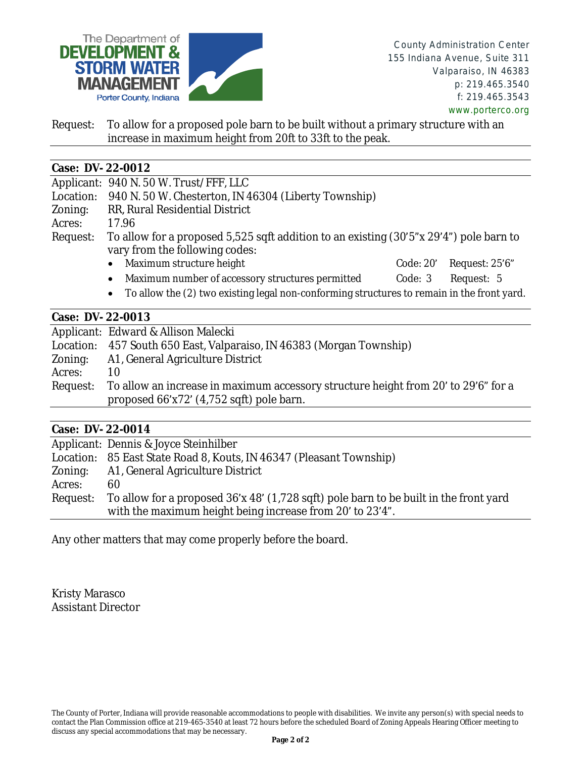The Department of **DEVELOPMENT & STORM WATER MANAGEMENT**
Porter County, Indiana

County Administration Center
155 Indiana Avenue, Suite 311
Valparaiso, IN 46383
p: 219.465.3540
f: 219.465.3543
www.porterco.org

Request: To allow for a proposed pole barn to be built without a primary structure with an increase in maximum height from 20ft to 33ft to the peak.

---

**Case: DV- 22-0012**

Applicant: 940 N. 50 W. Trust/ FFF, LLC
Location: 940 N. 50 W. Chesterton, IN 46304 (Liberty Township)
Zoning: RR, Rural Residential District
Acres: 17.96
Request: To allow for a proposed 5,525 sqft addition to an existing (30'5"x 29'4") pole barn to vary from the following codes:

- Maximum structure height — Code: 20' Request: 25'6"
- Maximum number of accessory structures permitted — Code: 3 Request: 5
- To allow the (2) two existing legal non-conforming structures to remain in the front yard.

**Case: DV- 22-0013**

Applicant: Edward & Allison Malecki
Location: 457 South 650 East, Valparaiso, IN 46383 (Morgan Township)
Zoning: A1, General Agriculture District
Acres: 10
Request: To allow an increase in maximum accessory structure height from 20' to 29'6" for a proposed 66'x72' (4,752 sqft) pole barn.

**Case: DV- 22-0014**

Applicant: Dennis & Joyce Steinhilber
Location: 85 East State Road 8, Kouts, IN 46347 (Pleasant Township)
Zoning: A1, General Agriculture District
Acres: 60
Request: To allow for a proposed 36'x 48' (1,728 sqft) pole barn to be built in the front yard with the maximum height being increase from 20' to 23'4".

Any other matters that may come properly before the board.

Kristy Marasco
Assistant Director

The County of Porter, Indiana will provide reasonable accommodations to people with disabilities. We invite any person(s) with special needs to contact the Plan Commission office at 219-465-3540 at least 72 hours before the scheduled Board of Zoning Appeals Hearing Officer meeting to discuss any special accommodations that may be necessary.